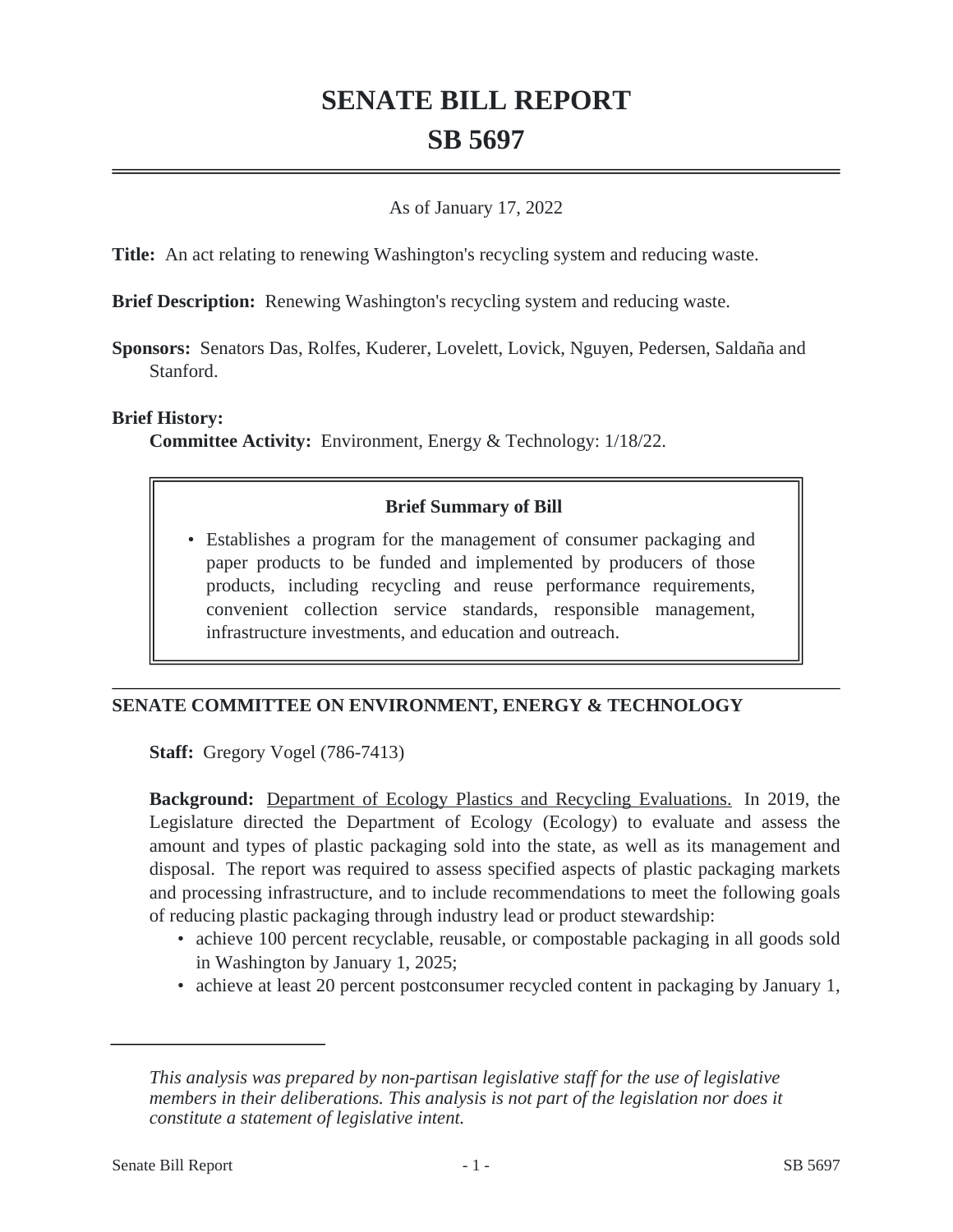# SENATE BILL REPORT

# SB 5697

As of January 17, 2022

**Title:** An act relating to renewing Washington's recycling system and reducing waste.

**Brief Description:** Renewing Washington's recycling system and reducing waste.

**Sponsors:** Senators Das, Rolfes, Kuderer, Lovelett, Lovick, Nguyen, Pedersen, Saldaña and Stanford.

**Brief History:**

**Committee Activity:** Environment, Energy & Technology: 1/18/22.

**Brief Summary of Bill**

- Establishes a program for the management of consumer packaging and paper products to be funded and implemented by producers of those products, including recycling and reuse performance requirements, convenient collection service standards, responsible management, infrastructure investments, and education and outreach.

## SENATE COMMITTEE ON ENVIRONMENT, ENERGY & TECHNOLOGY

**Staff:** Gregory Vogel (786-7413)

**Background:** Department of Ecology Plastics and Recycling Evaluations. In 2019, the Legislature directed the Department of Ecology (Ecology) to evaluate and assess the amount and types of plastic packaging sold into the state, as well as its management and disposal. The report was required to assess specified aspects of plastic packaging markets and processing infrastructure, and to include recommendations to meet the following goals of reducing plastic packaging through industry lead or product stewardship:

- achieve 100 percent recyclable, reusable, or compostable packaging in all goods sold in Washington by January 1, 2025;
- achieve at least 20 percent postconsumer recycled content in packaging by January 1,

*This analysis was prepared by non-partisan legislative staff for the use of legislative members in their deliberations. This analysis is not part of the legislation nor does it constitute a statement of legislative intent.*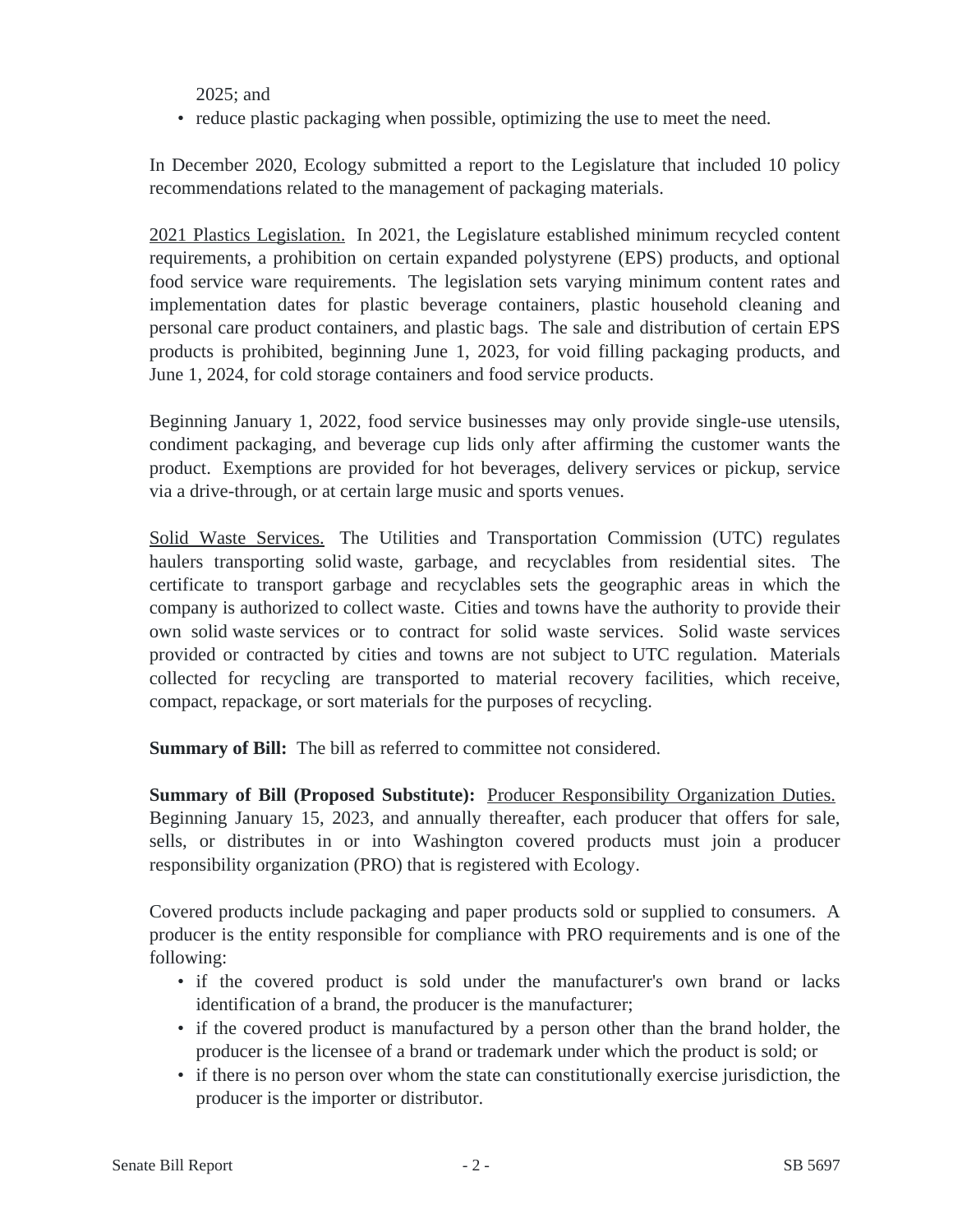2025; and

- reduce plastic packaging when possible, optimizing the use to meet the need.

In December 2020, Ecology submitted a report to the Legislature that included 10 policy recommendations related to the management of packaging materials.

2021 Plastics Legislation. In 2021, the Legislature established minimum recycled content requirements, a prohibition on certain expanded polystyrene (EPS) products, and optional food service ware requirements. The legislation sets varying minimum content rates and implementation dates for plastic beverage containers, plastic household cleaning and personal care product containers, and plastic bags. The sale and distribution of certain EPS products is prohibited, beginning June 1, 2023, for void filling packaging products, and June 1, 2024, for cold storage containers and food service products.

Beginning January 1, 2022, food service businesses may only provide single-use utensils, condiment packaging, and beverage cup lids only after affirming the customer wants the product. Exemptions are provided for hot beverages, delivery services or pickup, service via a drive-through, or at certain large music and sports venues.

Solid Waste Services. The Utilities and Transportation Commission (UTC) regulates haulers transporting solid waste, garbage, and recyclables from residential sites. The certificate to transport garbage and recyclables sets the geographic areas in which the company is authorized to collect waste. Cities and towns have the authority to provide their own solid waste services or to contract for solid waste services. Solid waste services provided or contracted by cities and towns are not subject to UTC regulation. Materials collected for recycling are transported to material recovery facilities, which receive, compact, repackage, or sort materials for the purposes of recycling.

**Summary of Bill:** The bill as referred to committee not considered.

**Summary of Bill (Proposed Substitute):** Producer Responsibility Organization Duties. Beginning January 15, 2023, and annually thereafter, each producer that offers for sale, sells, or distributes in or into Washington covered products must join a producer responsibility organization (PRO) that is registered with Ecology.

Covered products include packaging and paper products sold or supplied to consumers. A producer is the entity responsible for compliance with PRO requirements and is one of the following:

- if the covered product is sold under the manufacturer's own brand or lacks identification of a brand, the producer is the manufacturer;
- if the covered product is manufactured by a person other than the brand holder, the producer is the licensee of a brand or trademark under which the product is sold; or
- if there is no person over whom the state can constitutionally exercise jurisdiction, the producer is the importer or distributor.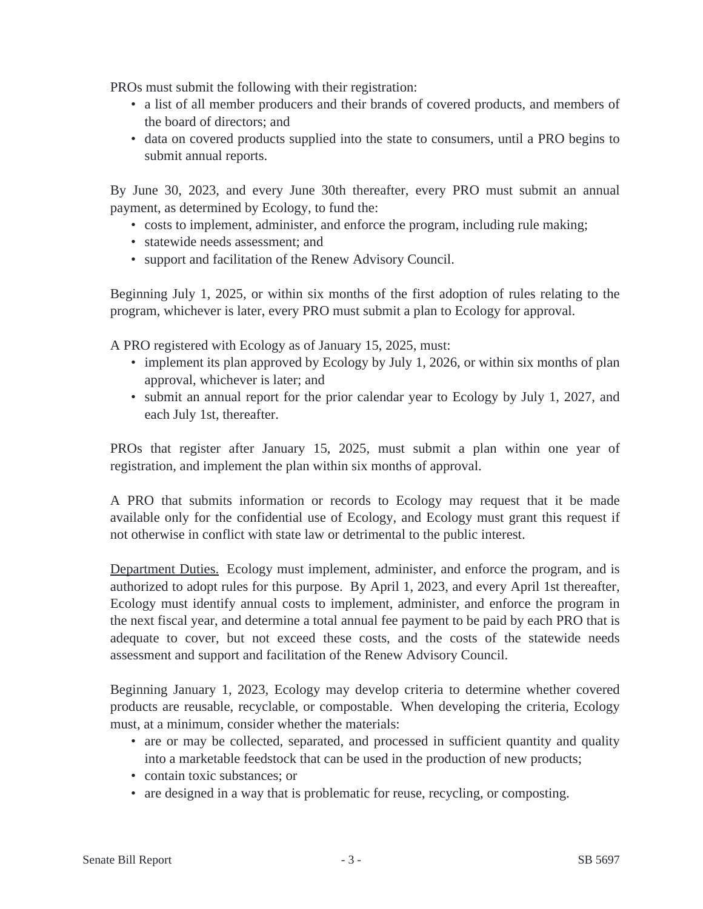PROs must submit the following with their registration:

- a list of all member producers and their brands of covered products, and members of the board of directors; and
- data on covered products supplied into the state to consumers, until a PRO begins to submit annual reports.

By June 30, 2023, and every June 30th thereafter, every PRO must submit an annual payment, as determined by Ecology, to fund the:

- costs to implement, administer, and enforce the program, including rule making;
- statewide needs assessment; and
- support and facilitation of the Renew Advisory Council.

Beginning July 1, 2025, or within six months of the first adoption of rules relating to the program, whichever is later, every PRO must submit a plan to Ecology for approval.

A PRO registered with Ecology as of January 15, 2025, must:

- implement its plan approved by Ecology by July 1, 2026, or within six months of plan approval, whichever is later; and
- submit an annual report for the prior calendar year to Ecology by July 1, 2027, and each July 1st, thereafter.

PROs that register after January 15, 2025, must submit a plan within one year of registration, and implement the plan within six months of approval.

A PRO that submits information or records to Ecology may request that it be made available only for the confidential use of Ecology, and Ecology must grant this request if not otherwise in conflict with state law or detrimental to the public interest.

<u>Department Duties.</u> Ecology must implement, administer, and enforce the program, and is authorized to adopt rules for this purpose. By April 1, 2023, and every April 1st thereafter, Ecology must identify annual costs to implement, administer, and enforce the program in the next fiscal year, and determine a total annual fee payment to be paid by each PRO that is adequate to cover, but not exceed these costs, and the costs of the statewide needs assessment and support and facilitation of the Renew Advisory Council.

Beginning January 1, 2023, Ecology may develop criteria to determine whether covered products are reusable, recyclable, or compostable. When developing the criteria, Ecology must, at a minimum, consider whether the materials:

- are or may be collected, separated, and processed in sufficient quantity and quality into a marketable feedstock that can be used in the production of new products;
- contain toxic substances; or
- are designed in a way that is problematic for reuse, recycling, or composting.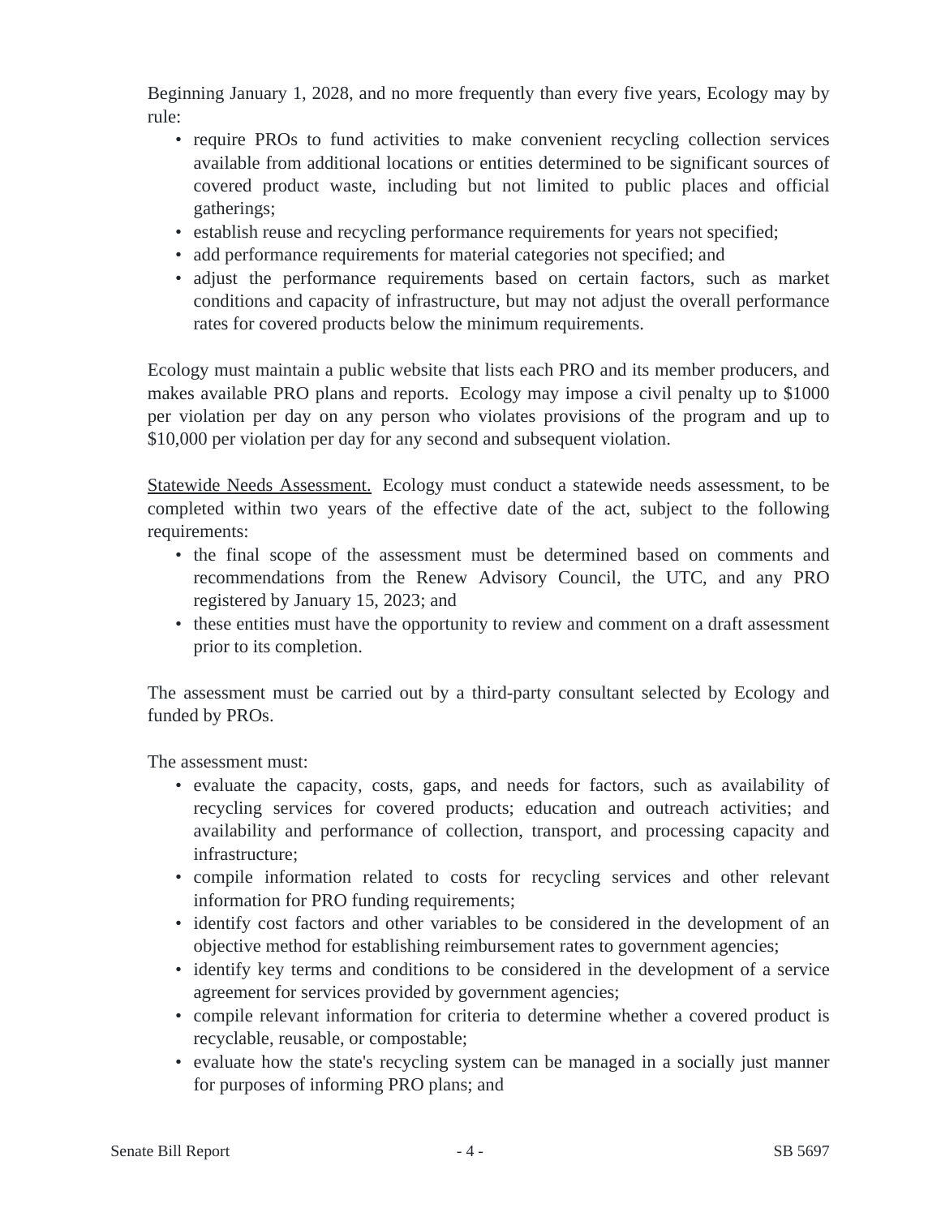Beginning January 1, 2028, and no more frequently than every five years, Ecology may by rule:

- require PROs to fund activities to make convenient recycling collection services available from additional locations or entities determined to be significant sources of covered product waste, including but not limited to public places and official gatherings;
- establish reuse and recycling performance requirements for years not specified;
- add performance requirements for material categories not specified; and
- adjust the performance requirements based on certain factors, such as market conditions and capacity of infrastructure, but may not adjust the overall performance rates for covered products below the minimum requirements.

Ecology must maintain a public website that lists each PRO and its member producers, and makes available PRO plans and reports. Ecology may impose a civil penalty up to $1000 per violation per day on any person who violates provisions of the program and up to $10,000 per violation per day for any second and subsequent violation.

<u>Statewide Needs Assessment.</u> Ecology must conduct a statewide needs assessment, to be completed within two years of the effective date of the act, subject to the following requirements:

- the final scope of the assessment must be determined based on comments and recommendations from the Renew Advisory Council, the UTC, and any PRO registered by January 15, 2023; and
- these entities must have the opportunity to review and comment on a draft assessment prior to its completion.

The assessment must be carried out by a third-party consultant selected by Ecology and funded by PROs.

The assessment must:

- evaluate the capacity, costs, gaps, and needs for factors, such as availability of recycling services for covered products; education and outreach activities; and availability and performance of collection, transport, and processing capacity and infrastructure;
- compile information related to costs for recycling services and other relevant information for PRO funding requirements;
- identify cost factors and other variables to be considered in the development of an objective method for establishing reimbursement rates to government agencies;
- identify key terms and conditions to be considered in the development of a service agreement for services provided by government agencies;
- compile relevant information for criteria to determine whether a covered product is recyclable, reusable, or compostable;
- evaluate how the state's recycling system can be managed in a socially just manner for purposes of informing PRO plans; and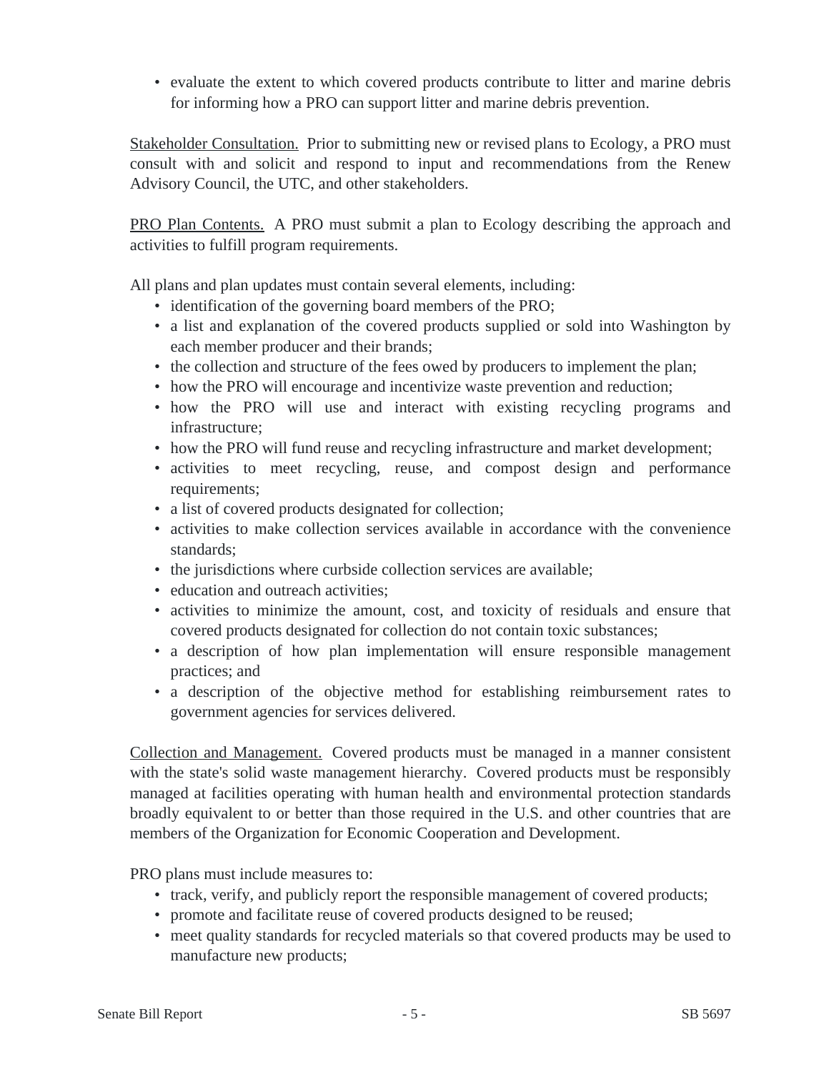- evaluate the extent to which covered products contribute to litter and marine debris for informing how a PRO can support litter and marine debris prevention.

Stakeholder Consultation. Prior to submitting new or revised plans to Ecology, a PRO must consult with and solicit and respond to input and recommendations from the Renew Advisory Council, the UTC, and other stakeholders.

PRO Plan Contents. A PRO must submit a plan to Ecology describing the approach and activities to fulfill program requirements.

All plans and plan updates must contain several elements, including:

- identification of the governing board members of the PRO;
- a list and explanation of the covered products supplied or sold into Washington by each member producer and their brands;
- the collection and structure of the fees owed by producers to implement the plan;
- how the PRO will encourage and incentivize waste prevention and reduction;
- how the PRO will use and interact with existing recycling programs and infrastructure;
- how the PRO will fund reuse and recycling infrastructure and market development;
- activities to meet recycling, reuse, and compost design and performance requirements;
- a list of covered products designated for collection;
- activities to make collection services available in accordance with the convenience standards;
- the jurisdictions where curbside collection services are available;
- education and outreach activities;
- activities to minimize the amount, cost, and toxicity of residuals and ensure that covered products designated for collection do not contain toxic substances;
- a description of how plan implementation will ensure responsible management practices; and
- a description of the objective method for establishing reimbursement rates to government agencies for services delivered.

Collection and Management. Covered products must be managed in a manner consistent with the state's solid waste management hierarchy. Covered products must be responsibly managed at facilities operating with human health and environmental protection standards broadly equivalent to or better than those required in the U.S. and other countries that are members of the Organization for Economic Cooperation and Development.

PRO plans must include measures to:

- track, verify, and publicly report the responsible management of covered products;
- promote and facilitate reuse of covered products designed to be reused;
- meet quality standards for recycled materials so that covered products may be used to manufacture new products;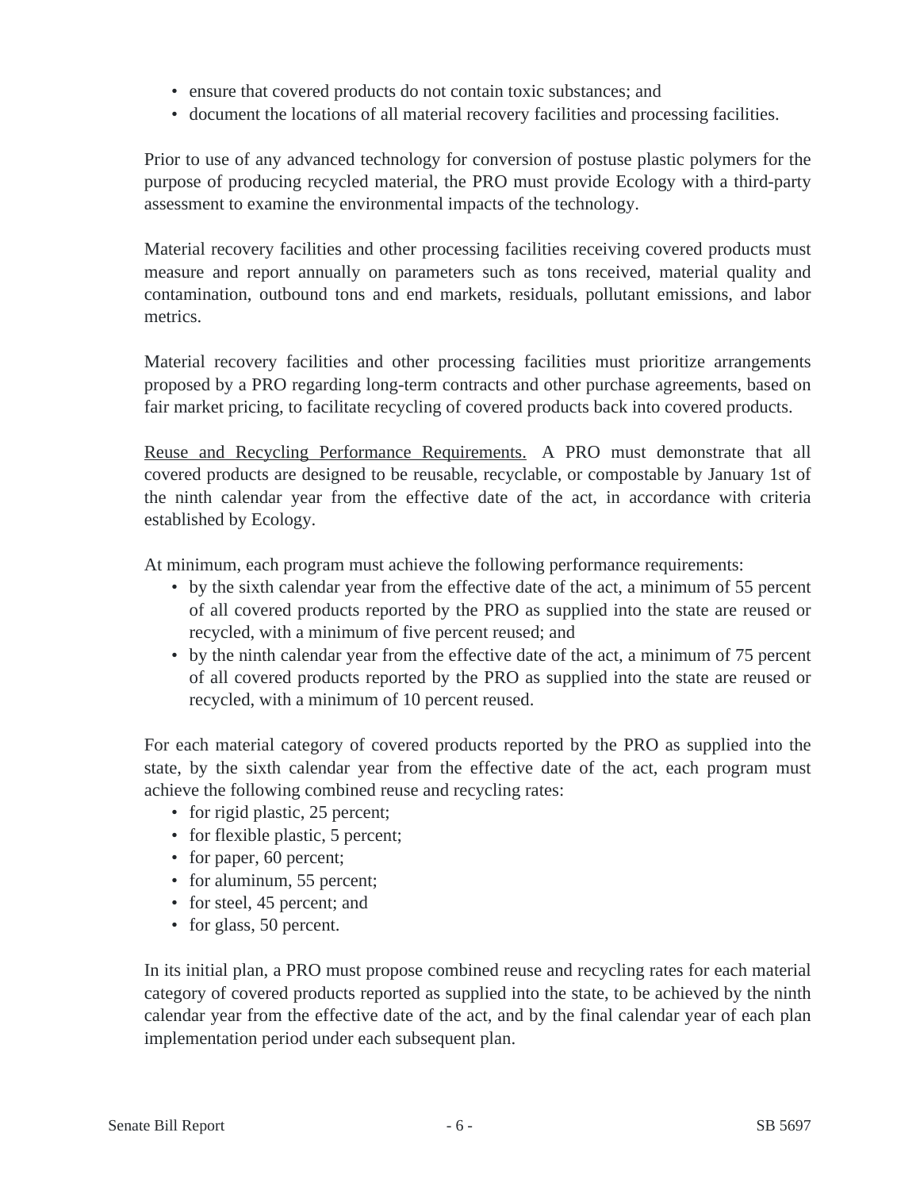- ensure that covered products do not contain toxic substances; and
- document the locations of all material recovery facilities and processing facilities.

Prior to use of any advanced technology for conversion of postuse plastic polymers for the purpose of producing recycled material, the PRO must provide Ecology with a third-party assessment to examine the environmental impacts of the technology.

Material recovery facilities and other processing facilities receiving covered products must measure and report annually on parameters such as tons received, material quality and contamination, outbound tons and end markets, residuals, pollutant emissions, and labor metrics.

Material recovery facilities and other processing facilities must prioritize arrangements proposed by a PRO regarding long-term contracts and other purchase agreements, based on fair market pricing, to facilitate recycling of covered products back into covered products.

Reuse and Recycling Performance Requirements. A PRO must demonstrate that all covered products are designed to be reusable, recyclable, or compostable by January 1st of the ninth calendar year from the effective date of the act, in accordance with criteria established by Ecology.

At minimum, each program must achieve the following performance requirements:

- by the sixth calendar year from the effective date of the act, a minimum of 55 percent of all covered products reported by the PRO as supplied into the state are reused or recycled, with a minimum of five percent reused; and
- by the ninth calendar year from the effective date of the act, a minimum of 75 percent of all covered products reported by the PRO as supplied into the state are reused or recycled, with a minimum of 10 percent reused.

For each material category of covered products reported by the PRO as supplied into the state, by the sixth calendar year from the effective date of the act, each program must achieve the following combined reuse and recycling rates:

- for rigid plastic, 25 percent;
- for flexible plastic, 5 percent;
- for paper, 60 percent;
- for aluminum, 55 percent;
- for steel, 45 percent; and
- for glass, 50 percent.

In its initial plan, a PRO must propose combined reuse and recycling rates for each material category of covered products reported as supplied into the state, to be achieved by the ninth calendar year from the effective date of the act, and by the final calendar year of each plan implementation period under each subsequent plan.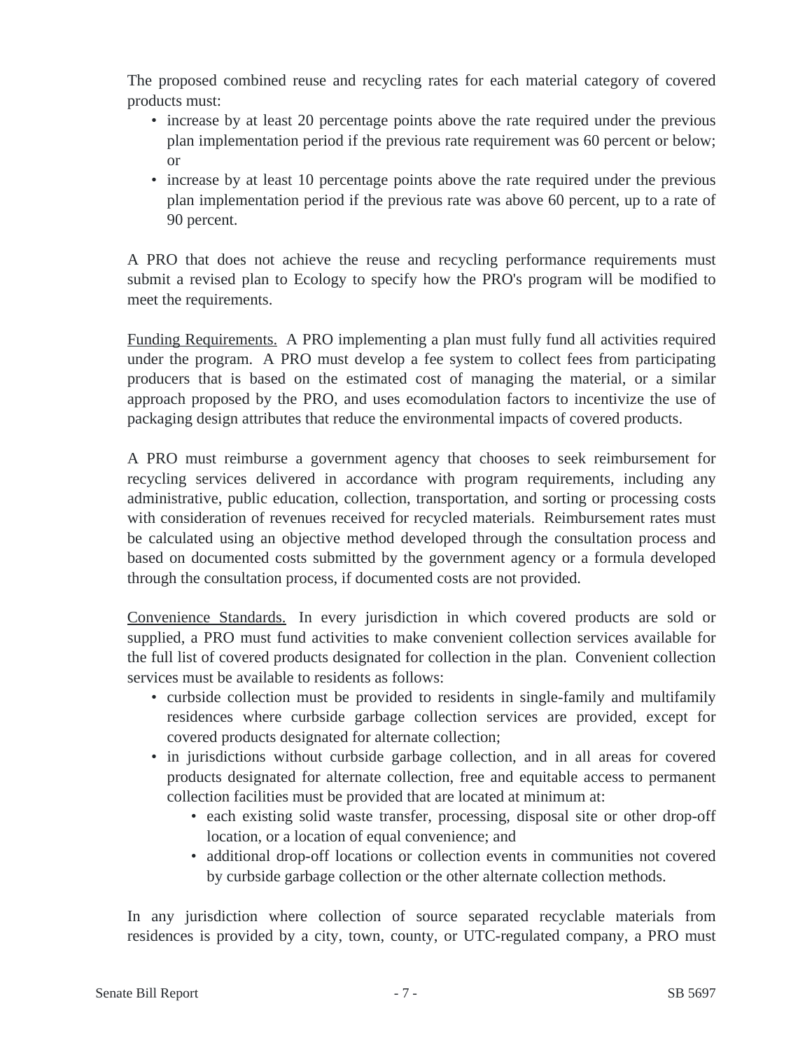The proposed combined reuse and recycling rates for each material category of covered products must:

- increase by at least 20 percentage points above the rate required under the previous plan implementation period if the previous rate requirement was 60 percent or below; or
- increase by at least 10 percentage points above the rate required under the previous plan implementation period if the previous rate was above 60 percent, up to a rate of 90 percent.

A PRO that does not achieve the reuse and recycling performance requirements must submit a revised plan to Ecology to specify how the PRO's program will be modified to meet the requirements.

<u>Funding Requirements.</u> A PRO implementing a plan must fully fund all activities required under the program. A PRO must develop a fee system to collect fees from participating producers that is based on the estimated cost of managing the material, or a similar approach proposed by the PRO, and uses ecomodulation factors to incentivize the use of packaging design attributes that reduce the environmental impacts of covered products.

A PRO must reimburse a government agency that chooses to seek reimbursement for recycling services delivered in accordance with program requirements, including any administrative, public education, collection, transportation, and sorting or processing costs with consideration of revenues received for recycled materials. Reimbursement rates must be calculated using an objective method developed through the consultation process and based on documented costs submitted by the government agency or a formula developed through the consultation process, if documented costs are not provided.

<u>Convenience Standards.</u> In every jurisdiction in which covered products are sold or supplied, a PRO must fund activities to make convenient collection services available for the full list of covered products designated for collection in the plan. Convenient collection services must be available to residents as follows:

- curbside collection must be provided to residents in single-family and multifamily residences where curbside garbage collection services are provided, except for covered products designated for alternate collection;
- in jurisdictions without curbside garbage collection, and in all areas for covered products designated for alternate collection, free and equitable access to permanent collection facilities must be provided that are located at minimum at:
  - each existing solid waste transfer, processing, disposal site or other drop-off location, or a location of equal convenience; and
  - additional drop-off locations or collection events in communities not covered by curbside garbage collection or the other alternate collection methods.

In any jurisdiction where collection of source separated recyclable materials from residences is provided by a city, town, county, or UTC-regulated company, a PRO must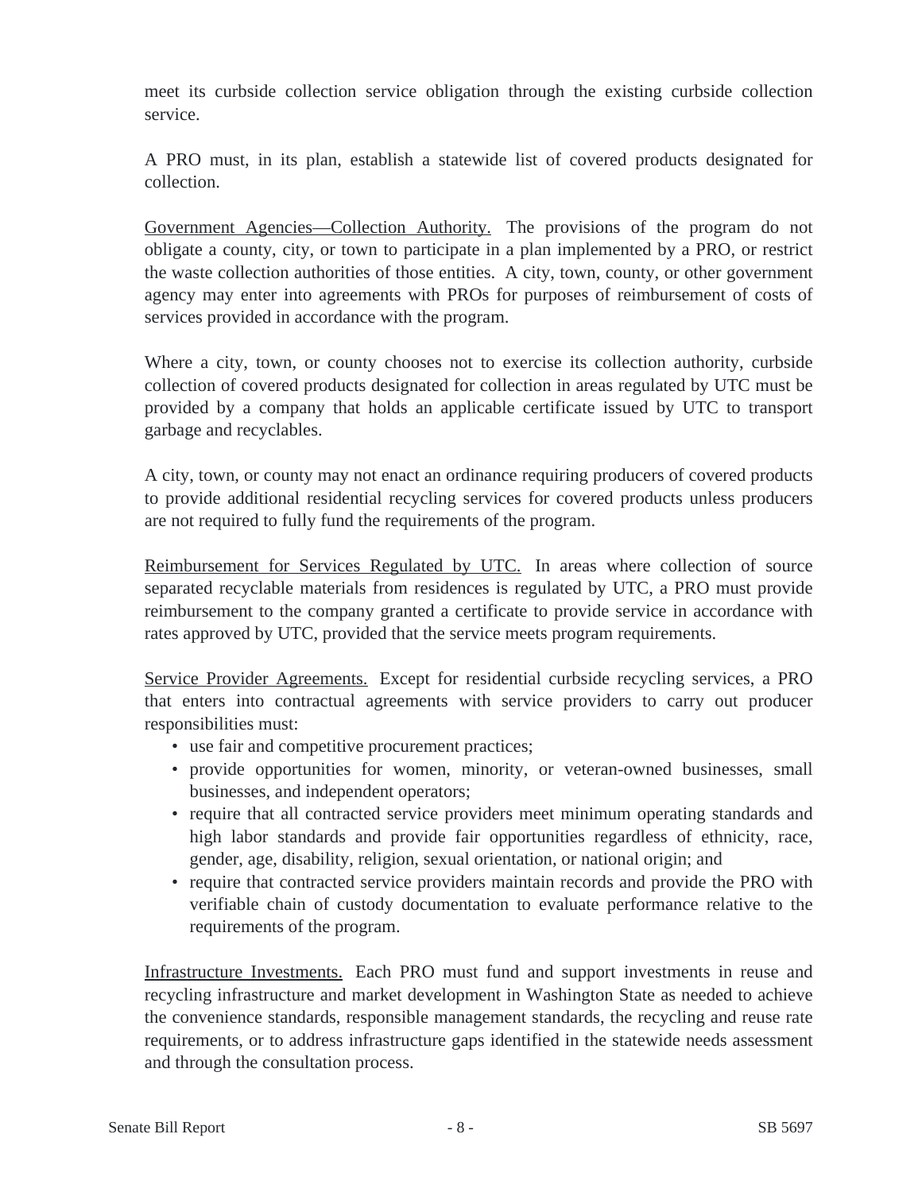meet its curbside collection service obligation through the existing curbside collection service.

A PRO must, in its plan, establish a statewide list of covered products designated for collection.

Government Agencies—Collection Authority. The provisions of the program do not obligate a county, city, or town to participate in a plan implemented by a PRO, or restrict the waste collection authorities of those entities. A city, town, county, or other government agency may enter into agreements with PROs for purposes of reimbursement of costs of services provided in accordance with the program.

Where a city, town, or county chooses not to exercise its collection authority, curbside collection of covered products designated for collection in areas regulated by UTC must be provided by a company that holds an applicable certificate issued by UTC to transport garbage and recyclables.

A city, town, or county may not enact an ordinance requiring producers of covered products to provide additional residential recycling services for covered products unless producers are not required to fully fund the requirements of the program.

Reimbursement for Services Regulated by UTC. In areas where collection of source separated recyclable materials from residences is regulated by UTC, a PRO must provide reimbursement to the company granted a certificate to provide service in accordance with rates approved by UTC, provided that the service meets program requirements.

Service Provider Agreements. Except for residential curbside recycling services, a PRO that enters into contractual agreements with service providers to carry out producer responsibilities must:

- use fair and competitive procurement practices;
- provide opportunities for women, minority, or veteran-owned businesses, small businesses, and independent operators;
- require that all contracted service providers meet minimum operating standards and high labor standards and provide fair opportunities regardless of ethnicity, race, gender, age, disability, religion, sexual orientation, or national origin; and
- require that contracted service providers maintain records and provide the PRO with verifiable chain of custody documentation to evaluate performance relative to the requirements of the program.

Infrastructure Investments. Each PRO must fund and support investments in reuse and recycling infrastructure and market development in Washington State as needed to achieve the convenience standards, responsible management standards, the recycling and reuse rate requirements, or to address infrastructure gaps identified in the statewide needs assessment and through the consultation process.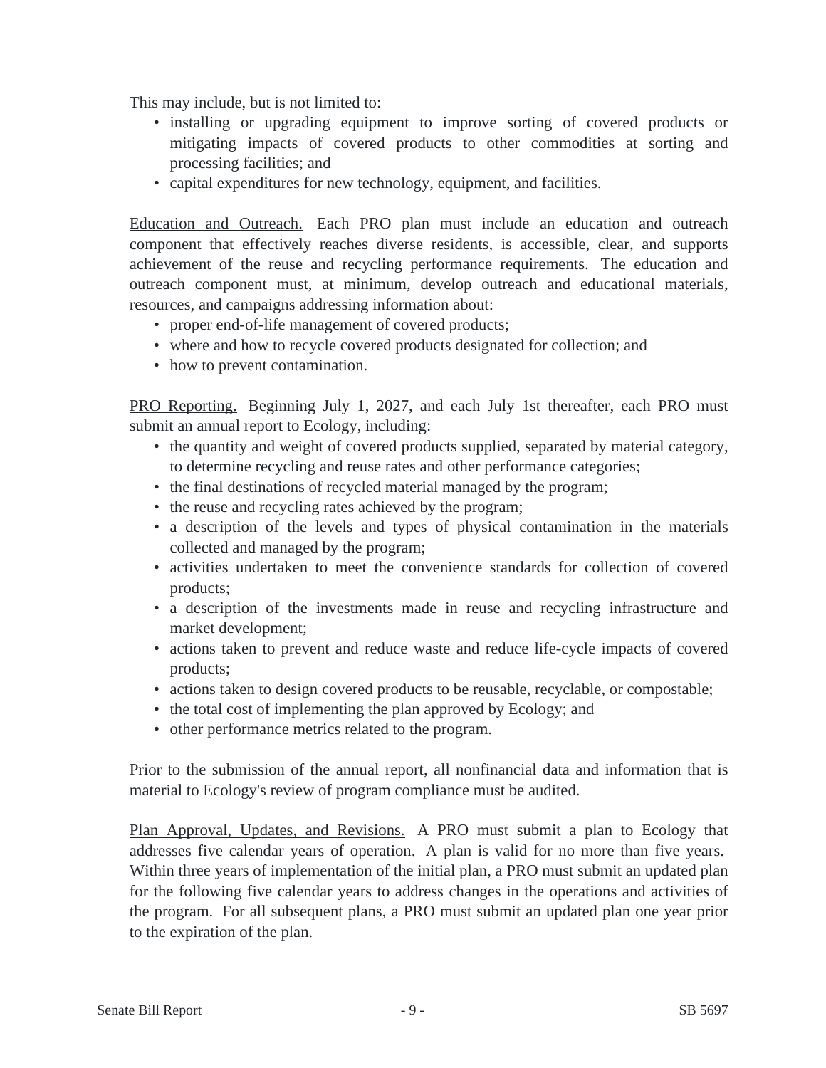This may include, but is not limited to:

- installing or upgrading equipment to improve sorting of covered products or mitigating impacts of covered products to other commodities at sorting and processing facilities; and
- capital expenditures for new technology, equipment, and facilities.

Education and Outreach. Each PRO plan must include an education and outreach component that effectively reaches diverse residents, is accessible, clear, and supports achievement of the reuse and recycling performance requirements. The education and outreach component must, at minimum, develop outreach and educational materials, resources, and campaigns addressing information about:

- proper end-of-life management of covered products;
- where and how to recycle covered products designated for collection; and
- how to prevent contamination.

PRO Reporting. Beginning July 1, 2027, and each July 1st thereafter, each PRO must submit an annual report to Ecology, including:

- the quantity and weight of covered products supplied, separated by material category, to determine recycling and reuse rates and other performance categories;
- the final destinations of recycled material managed by the program;
- the reuse and recycling rates achieved by the program;
- a description of the levels and types of physical contamination in the materials collected and managed by the program;
- activities undertaken to meet the convenience standards for collection of covered products;
- a description of the investments made in reuse and recycling infrastructure and market development;
- actions taken to prevent and reduce waste and reduce life-cycle impacts of covered products;
- actions taken to design covered products to be reusable, recyclable, or compostable;
- the total cost of implementing the plan approved by Ecology; and
- other performance metrics related to the program.

Prior to the submission of the annual report, all nonfinancial data and information that is material to Ecology's review of program compliance must be audited.

Plan Approval, Updates, and Revisions. A PRO must submit a plan to Ecology that addresses five calendar years of operation. A plan is valid for no more than five years. Within three years of implementation of the initial plan, a PRO must submit an updated plan for the following five calendar years to address changes in the operations and activities of the program. For all subsequent plans, a PRO must submit an updated plan one year prior to the expiration of the plan.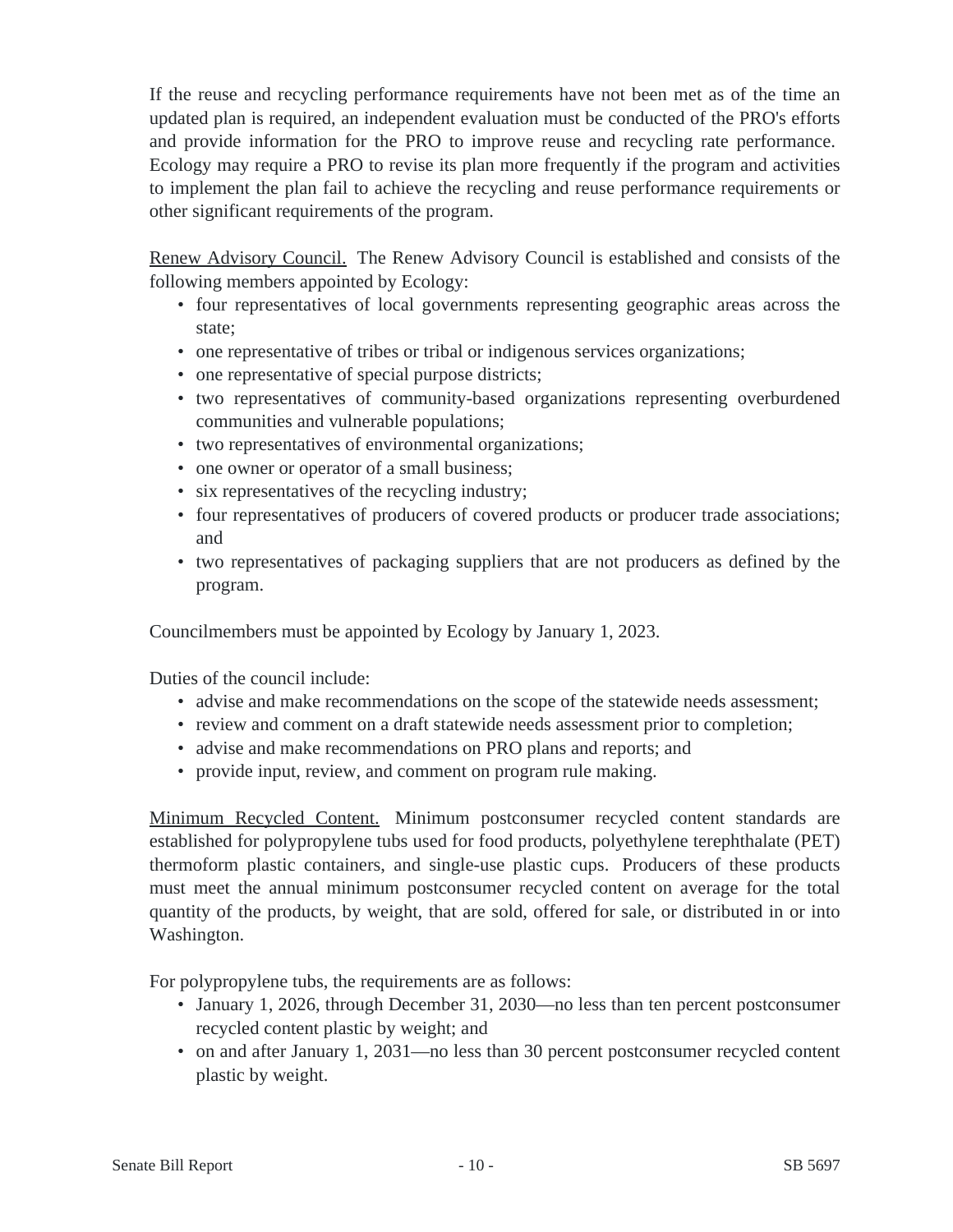If the reuse and recycling performance requirements have not been met as of the time an updated plan is required, an independent evaluation must be conducted of the PRO's efforts and provide information for the PRO to improve reuse and recycling rate performance. Ecology may require a PRO to revise its plan more frequently if the program and activities to implement the plan fail to achieve the recycling and reuse performance requirements or other significant requirements of the program.

Renew Advisory Council. The Renew Advisory Council is established and consists of the following members appointed by Ecology:

- four representatives of local governments representing geographic areas across the state;
- one representative of tribes or tribal or indigenous services organizations;
- one representative of special purpose districts;
- two representatives of community-based organizations representing overburdened communities and vulnerable populations;
- two representatives of environmental organizations;
- one owner or operator of a small business;
- six representatives of the recycling industry;
- four representatives of producers of covered products or producer trade associations; and
- two representatives of packaging suppliers that are not producers as defined by the program.

Councilmembers must be appointed by Ecology by January 1, 2023.

Duties of the council include:

- advise and make recommendations on the scope of the statewide needs assessment;
- review and comment on a draft statewide needs assessment prior to completion;
- advise and make recommendations on PRO plans and reports; and
- provide input, review, and comment on program rule making.

Minimum Recycled Content. Minimum postconsumer recycled content standards are established for polypropylene tubs used for food products, polyethylene terephthalate (PET) thermoform plastic containers, and single-use plastic cups. Producers of these products must meet the annual minimum postconsumer recycled content on average for the total quantity of the products, by weight, that are sold, offered for sale, or distributed in or into Washington.

For polypropylene tubs, the requirements are as follows:

- January 1, 2026, through December 31, 2030—no less than ten percent postconsumer recycled content plastic by weight; and
- on and after January 1, 2031—no less than 30 percent postconsumer recycled content plastic by weight.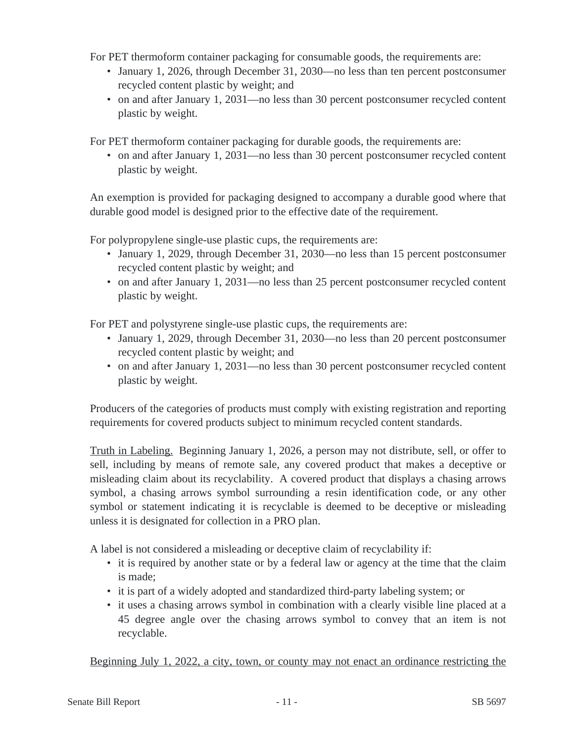For PET thermoform container packaging for consumable goods, the requirements are:

- January 1, 2026, through December 31, 2030—no less than ten percent postconsumer recycled content plastic by weight; and
- on and after January 1, 2031—no less than 30 percent postconsumer recycled content plastic by weight.

For PET thermoform container packaging for durable goods, the requirements are:

- on and after January 1, 2031—no less than 30 percent postconsumer recycled content plastic by weight.

An exemption is provided for packaging designed to accompany a durable good where that durable good model is designed prior to the effective date of the requirement.

For polypropylene single-use plastic cups, the requirements are:

- January 1, 2029, through December 31, 2030—no less than 15 percent postconsumer recycled content plastic by weight; and
- on and after January 1, 2031—no less than 25 percent postconsumer recycled content plastic by weight.

For PET and polystyrene single-use plastic cups, the requirements are:

- January 1, 2029, through December 31, 2030—no less than 20 percent postconsumer recycled content plastic by weight; and
- on and after January 1, 2031—no less than 30 percent postconsumer recycled content plastic by weight.

Producers of the categories of products must comply with existing registration and reporting requirements for covered products subject to minimum recycled content standards.

<u>Truth in Labeling.</u> Beginning January 1, 2026, a person may not distribute, sell, or offer to sell, including by means of remote sale, any covered product that makes a deceptive or misleading claim about its recyclability. A covered product that displays a chasing arrows symbol, a chasing arrows symbol surrounding a resin identification code, or any other symbol or statement indicating it is recyclable is deemed to be deceptive or misleading unless it is designated for collection in a PRO plan.

A label is not considered a misleading or deceptive claim of recyclability if:

- it is required by another state or by a federal law or agency at the time that the claim is made;
- it is part of a widely adopted and standardized third-party labeling system; or
- it uses a chasing arrows symbol in combination with a clearly visible line placed at a 45 degree angle over the chasing arrows symbol to convey that an item is not recyclable.

<u>Beginning July 1, 2022, a city, town, or county may not enact an ordinance restricting the</u>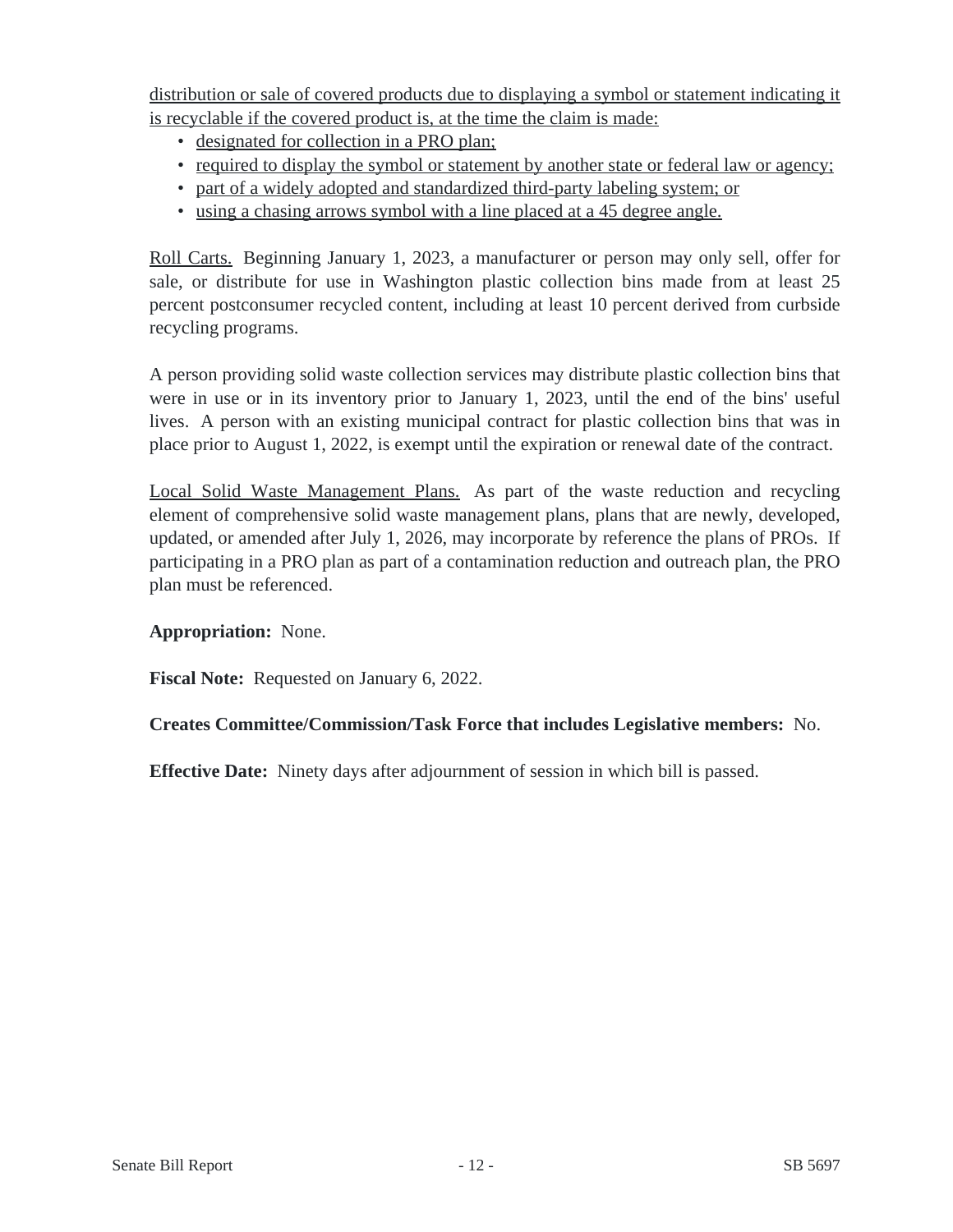distribution or sale of covered products due to displaying a symbol or statement indicating it is recyclable if the covered product is, at the time the claim is made:

- designated for collection in a PRO plan;
- required to display the symbol or statement by another state or federal law or agency;
- part of a widely adopted and standardized third-party labeling system; or
- using a chasing arrows symbol with a line placed at a 45 degree angle.

Roll Carts. Beginning January 1, 2023, a manufacturer or person may only sell, offer for sale, or distribute for use in Washington plastic collection bins made from at least 25 percent postconsumer recycled content, including at least 10 percent derived from curbside recycling programs.

A person providing solid waste collection services may distribute plastic collection bins that were in use or in its inventory prior to January 1, 2023, until the end of the bins' useful lives. A person with an existing municipal contract for plastic collection bins that was in place prior to August 1, 2022, is exempt until the expiration or renewal date of the contract.

Local Solid Waste Management Plans. As part of the waste reduction and recycling element of comprehensive solid waste management plans, plans that are newly, developed, updated, or amended after July 1, 2026, may incorporate by reference the plans of PROs. If participating in a PRO plan as part of a contamination reduction and outreach plan, the PRO plan must be referenced.

**Appropriation:** None.

**Fiscal Note:** Requested on January 6, 2022.

**Creates Committee/Commission/Task Force that includes Legislative members:** No.

**Effective Date:** Ninety days after adjournment of session in which bill is passed.